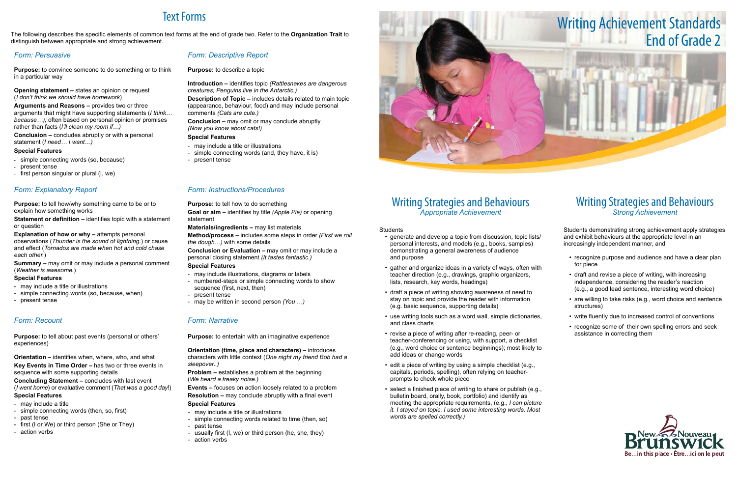# Text Forms

The following describes the specific elements of common text forms at the end of grade two. Refer to the **Organization Trait** to distinguish between appropriate and strong achievement.

## *Form: Persuasive*

**Purpose:** to convince someone to do something or to think in a particular way

**Opening statement –** states an opinion or request (*I don't think we should have homework*)

**Arguments and Reasons –** provides two or three arguments that might have supporting statements (*I think… because…);* often based on personal opinion or promises rather than facts (*I'll clean my room if…)*

**Conclusion –** concludes abruptly or with a personal statement (*I need… I want…)*

**Special Features**

- simple connecting words (so, because)
- present tense
- first person singular or plural (I, we)

## *Form: Explanatory Report*

**Purpose:** to tell how/why something came to be or to explain how something works

**Statement or definition –** identifies topic with a statement or question

**Explanation of how or why –** attempts personal observations (*Thunder is the sound of lightning.*) or cause and effect (*Tornados are made when hot and cold chase each other.*)

**Summary –** may omit or may include a personal comment (*Weather is awesome.*)

**Special Features**

- may include a title or illustrations
- simple connecting words (so, because, when)
- present tense

## *Form: Recount*

**Purpose:** to tell about past events (personal or others' experiences)

**Orientation –** identifies when, where, who, and what

**Key Events in Time Order –** has two or three events in sequence with some supporting details

**Concluding Statement –** concludes with last event (*I went home*) or evaluative comment (*That was a good day*!)

**Special Features**

- may include a title
- simple connecting words (then, so, first)
- past tense
- first (I or We) or third person (She or They)
- action verbs

## *Form: Descriptive Report*

**Purpose:** to describe a topic

**Introduction –** identifies topic *(Rattlesnakes are dangerous creatures; Penguins live in the Antarctic.)*

**Description of Topic –** includes details related to main topic (appearance, behaviour, food) and may include personal comments *(Cats are cute.)*

**Conclusion –** may omit or may conclude abruptly *(Now you know about cats!)*

**Special Features**

- may include a title or illustrations
- simple connecting words (and, they have, it is)
- present tense

## *Form: Instructions/Procedures*

**Purpose:** to tell how to do something

**Goal or aim –** identifies by title *(Apple Pie)* or opening statement

**Materials/ingredients –** may list materials

**Method/process –** includes some steps in order *(First we roll the dough…)* with some details

**Conclusion or Evaluation –** may omit or may include a personal closing statement *(It tastes fantastic.)*

**Special Features**

- may include illustrations, diagrams or labels
- numbered-steps or simple connecting words to show sequence (first, next, then)
- present tense
- may be written in second person *(You …)*

## *Form: Narrative*

**Purpose:** to entertain with an imaginative experience

**Orientation (time, place and characters) –** introduces characters with little context (*One night my friend Bob had a sleepover..)*

**Problem –** establishes a problem at the beginning (*We heard a freaky noise.)*

**Events –** focuses on action loosely related to a problem

**Resolution –** may conclude abruptly with a final event

**Special Features**

- may include a title or illustrations
- simple connecting words related to time (then, so)
- past tense
- usually first (I, we) or third person (he, she, they)
- action verbs

# Writing Achievement Standards End of Grade 2

## Writing Strategies and Behaviours
*Appropriate Achievement*

Students

- generate and develop a topic from discussion, topic lists/ personal interests, and models (e.g., books, samples) demonstrating a general awareness of audience and purpose
- gather and organize ideas in a variety of ways, often with teacher direction (e.g., drawings, graphic organizers, lists, research, key words, headings)
- draft a piece of writing showing awareness of need to stay on topic and provide the reader with information (e.g. basic sequence, supporting details)
- use writing tools such as a word wall, simple dictionaries, and class charts
- revise a piece of writing after re-reading, peer- or teacher-conferencing or using, with support, a checklist (e.g., word choice or sentence beginnings); most likely to add ideas or change words
- edit a piece of writing by using a simple checklist (e.g., capitals, periods, spelling), often relying on teacher-prompts to check whole piece
- select a finished piece of writing to share or publish (e.g., bulletin board, orally, book, portfolio) and identify as meeting the appropriate requirements, (e.g., *I can picture it. I stayed on topic. I used some interesting words. Most words are spelled correctly.)*

## Writing Strategies and Behaviours
*Strong Achievement*

Students demonstrating strong achievement apply strategies and exhibit behaviours at the appropriate level in an increasingly independent manner, and

- recognize purpose and audience and have a clear plan for piece
- draft and revise a piece of writing, with increasing independence, considering the reader's reaction (e.g., a good lead sentence, interesting word choice)
- are willing to take risks (e.g., word choice and sentence structures)
- write fluently due to increased control of conventions
- recognize some of their own spelling errors and seek assistance in correcting them

New Brunswick Nouveau
Be…in this place • Être…ici on le peut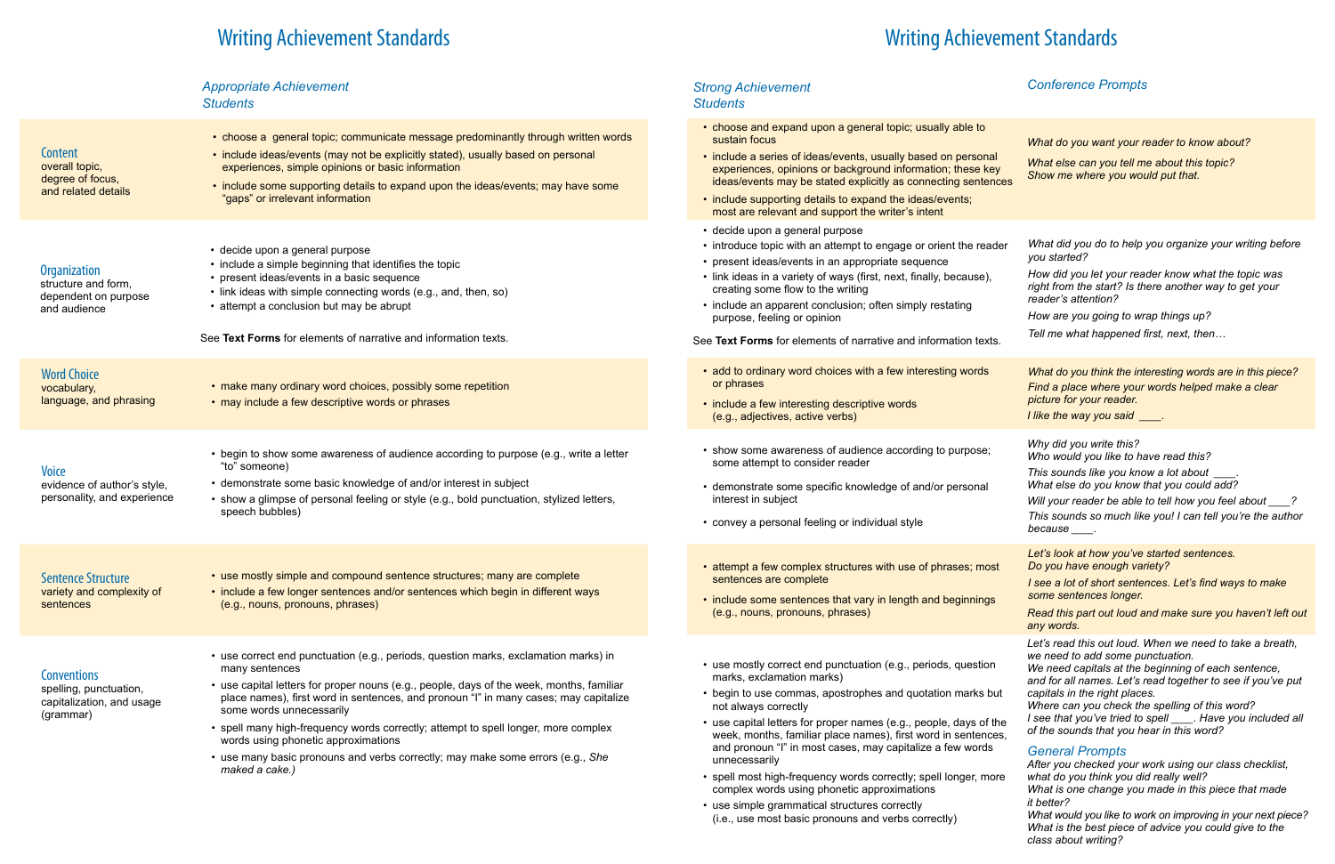# Writing Achievement Standards

| | Appropriate Achievement Students | Strong Achievement Students | Conference Prompts |
| --- | --- | --- | --- |
| **Content**<br>overall topic, degree of focus, and related details | • choose a general topic; communicate message predominantly through written words<br>• include ideas/events (may not be explicitly stated), usually based on personal experiences, simple opinions or basic information<br>• include some supporting details to expand upon the ideas/events; may have some "gaps" or irrelevant information | • choose and expand upon a general topic; usually able to sustain focus<br>• include a series of ideas/events, usually based on personal experiences, opinions or background information; these key ideas/events may be stated explicitly as connecting sentences<br>• include supporting details to expand the ideas/events; most are relevant and support the writer's intent | *What do you want your reader to know about?*<br>*What else can you tell me about this topic? Show me where you would put that.* |
| **Organization**<br>structure and form, dependent on purpose and audience | • decide upon a general purpose<br>• include a simple beginning that identifies the topic<br>• present ideas/events in a basic sequence<br>• link ideas with simple connecting words (e.g., and, then, so)<br>• attempt a conclusion but may be abrupt<br><br>See **Text Forms** for elements of narrative and information texts. | • decide upon a general purpose<br>• introduce topic with an attempt to engage or orient the reader<br>• present ideas/events in an appropriate sequence<br>• link ideas in a variety of ways (first, next, finally, because), creating some flow to the writing<br>• include an apparent conclusion; often simply restating purpose, feeling or opinion<br><br>See **Text Forms** for elements of narrative and information texts. | *What did you do to help you organize your writing before you started?*<br>*How did you let your reader know what the topic was right from the start? Is there another way to get your reader's attention?*<br>*How are you going to wrap things up?*<br>*Tell me what happened first, next, then…* |
| **Word Choice**<br>vocabulary, language, and phrasing | • make many ordinary word choices, possibly some repetition<br>• may include a few descriptive words or phrases | • add to ordinary word choices with a few interesting words or phrases<br>• include a few interesting descriptive words (e.g., adjectives, active verbs) | *What do you think the interesting words are in this piece?*<br>*Find a place where your words helped make a clear picture for your reader.*<br>*I like the way you said ____.* |
| **Voice**<br>evidence of author's style, personality, and experience | • begin to show some awareness of audience according to purpose (e.g., write a letter "to" someone)<br>• demonstrate some basic knowledge of and/or interest in subject<br>• show a glimpse of personal feeling or style (e.g., bold punctuation, stylized letters, speech bubbles) | • show some awareness of audience according to purpose; some attempt to consider reader<br>• demonstrate some specific knowledge of and/or personal interest in subject<br>• convey a personal feeling or individual style | *Why did you write this?*<br>*Who would you like to have read this?*<br>*This sounds like you know a lot about ____. What else do you know that you could add?*<br>*Will your reader be able to tell how you feel about ____?*<br>*This sounds so much like you! I can tell you're the author because ____.* |
| **Sentence Structure**<br>variety and complexity of sentences | • use mostly simple and compound sentence structures; many are complete<br>• include a few longer sentences and/or sentences which begin in different ways (e.g., nouns, pronouns, phrases) | • attempt a few complex structures with use of phrases; most sentences are complete<br>• include some sentences that vary in length and beginnings (e.g., nouns, pronouns, phrases) | *Let's look at how you've started sentences. Do you have enough variety?*<br>*I see a lot of short sentences. Let's find ways to make some sentences longer.*<br>*Read this part out loud and make sure you haven't left out any words.* |
| **Conventions**<br>spelling, punctuation, capitalization, and usage (grammar) | • use correct end punctuation (e.g., periods, question marks, exclamation marks) in many sentences<br>• use capital letters for proper nouns (e.g., people, days of the week, months, familiar place names), first word in sentences, and pronoun "I" in many cases; may capitalize some words unnecessarily<br>• spell many high-frequency words correctly; attempt to spell longer, more complex words using phonetic approximations<br>• use many basic pronouns and verbs correctly; may make some errors (e.g., *She maked a cake.)* | • use mostly correct end punctuation (e.g., periods, question marks, exclamation marks)<br>• begin to use commas, apostrophes and quotation marks but not always correctly<br>• use capital letters for proper names (e.g., people, days of the week, months, familiar place names), first word in sentences, and pronoun "I" in most cases, may capitalize a few words unnecessarily<br>• spell most high-frequency words correctly; spell longer, more complex words using phonetic approximations<br>• use simple grammatical structures correctly (i.e., use most basic pronouns and verbs correctly) | *Let's read this out loud. When we need to take a breath, we need to add some punctuation.*<br>*We need capitals at the beginning of each sentence, and for all names. Let's read together to see if you've put capitals in the right places.*<br>*Where can you check the spelling of this word?*<br>*I see that you've tried to spell ____. Have you included all of the sounds that you hear in this word?* |

### General Prompts

*After you checked your work using our class checklist, what do you think you did really well?*
*What is one change you made in this piece that made it better?*
*What would you like to work on improving in your next piece?*
*What is the best piece of advice you could give to the class about writing?*